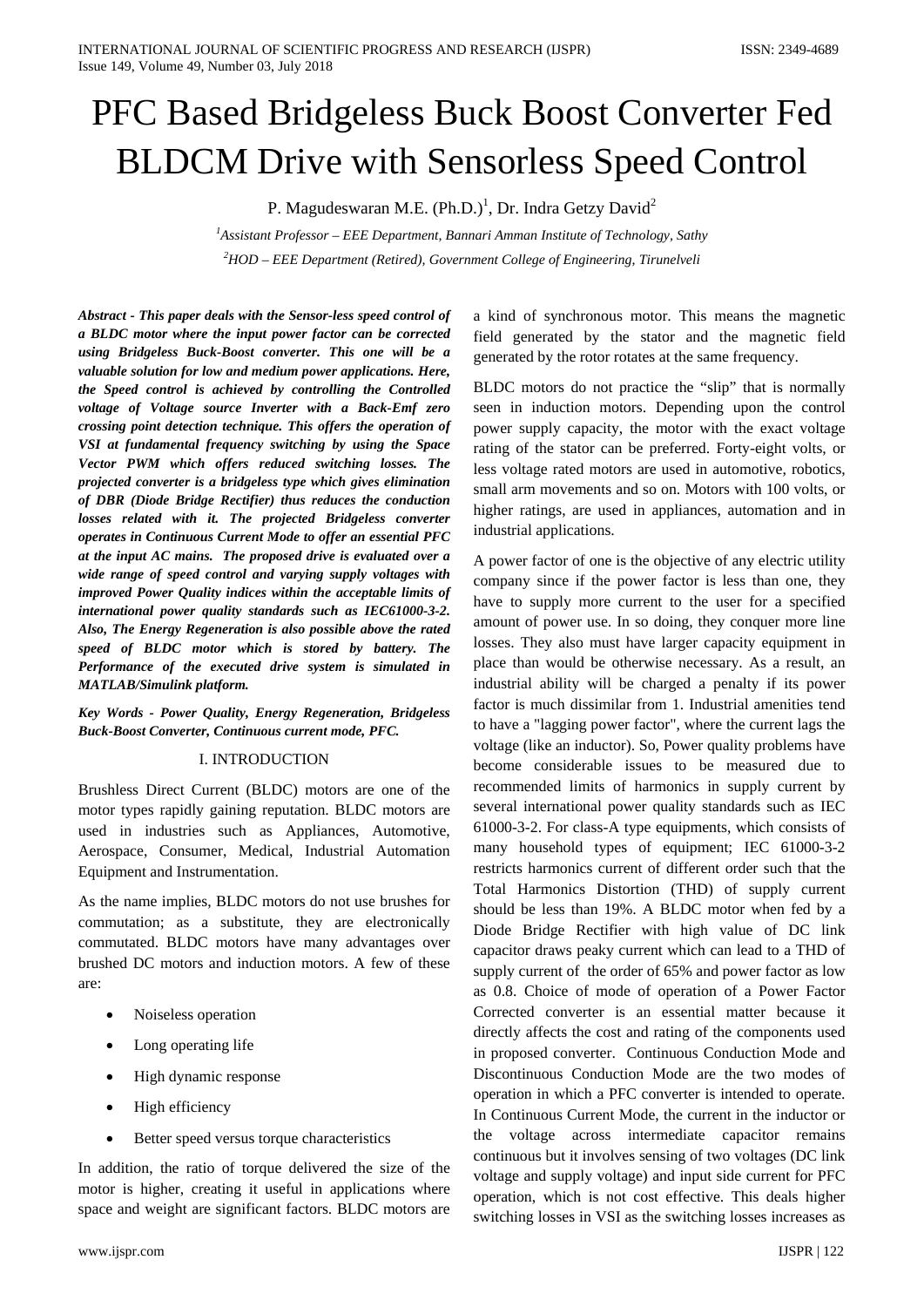# PFC Based Bridgeless Buck Boost Converter Fed BLDCM Drive with Sensorless Speed Control

P. Magudeswaran M.E. (Ph.D.)[1], Dr. Indra Getzy David[2]

[1]*Assistant Professor – EEE Department, Bannari Amman Institute of Technology, Sathy*

[2]*HOD – EEE Department (Retired), Government College of Engineering, Tirunelveli*

***Abstract - This paper deals with the Sensor-less speed control of a BLDC motor where the input power factor can be corrected using Bridgeless Buck-Boost converter. This one will be a valuable solution for low and medium power applications. Here, the Speed control is achieved by controlling the Controlled voltage of Voltage source Inverter with a Back-Emf zero crossing point detection technique. This offers the operation of VSI at fundamental frequency switching by using the Space Vector PWM which offers reduced switching losses. The projected converter is a bridgeless type which gives elimination of DBR (Diode Bridge Rectifier) thus reduces the conduction losses related with it. The projected Bridgeless converter operates in Continuous Current Mode to offer an essential PFC at the input AC mains. The proposed drive is evaluated over a wide range of speed control and varying supply voltages with improved Power Quality indices within the acceptable limits of international power quality standards such as IEC61000-3-2. Also, The Energy Regeneration is also possible above the rated speed of BLDC motor which is stored by battery. The Performance of the executed drive system is simulated in MATLAB/Simulink platform.***

***Key Words - Power Quality, Energy Regeneration, Bridgeless Buck-Boost Converter, Continuous current mode, PFC.***

## I. INTRODUCTION

Brushless Direct Current (BLDC) motors are one of the motor types rapidly gaining reputation. BLDC motors are used in industries such as Appliances, Automotive, Aerospace, Consumer, Medical, Industrial Automation Equipment and Instrumentation.

As the name implies, BLDC motors do not use brushes for commutation; as a substitute, they are electronically commutated. BLDC motors have many advantages over brushed DC motors and induction motors. A few of these are:

- Noiseless operation
- Long operating life
- High dynamic response
- High efficiency
- Better speed versus torque characteristics

In addition, the ratio of torque delivered the size of the motor is higher, creating it useful in applications where space and weight are significant factors. BLDC motors are a kind of synchronous motor. This means the magnetic field generated by the stator and the magnetic field generated by the rotor rotates at the same frequency.

BLDC motors do not practice the "slip" that is normally seen in induction motors. Depending upon the control power supply capacity, the motor with the exact voltage rating of the stator can be preferred. Forty-eight volts, or less voltage rated motors are used in automotive, robotics, small arm movements and so on. Motors with 100 volts, or higher ratings, are used in appliances, automation and in industrial applications.

A power factor of one is the objective of any electric utility company since if the power factor is less than one, they have to supply more current to the user for a specified amount of power use. In so doing, they conquer more line losses. They also must have larger capacity equipment in place than would be otherwise necessary. As a result, an industrial ability will be charged a penalty if its power factor is much dissimilar from 1. Industrial amenities tend to have a "lagging power factor", where the current lags the voltage (like an inductor). So, Power quality problems have become considerable issues to be measured due to recommended limits of harmonics in supply current by several international power quality standards such as IEC 61000-3-2. For class-A type equipments, which consists of many household types of equipment; IEC 61000-3-2 restricts harmonics current of different order such that the Total Harmonics Distortion (THD) of supply current should be less than 19%. A BLDC motor when fed by a Diode Bridge Rectifier with high value of DC link capacitor draws peaky current which can lead to a THD of supply current of the order of 65% and power factor as low as 0.8. Choice of mode of operation of a Power Factor Corrected converter is an essential matter because it directly affects the cost and rating of the components used in proposed converter. Continuous Conduction Mode and Discontinuous Conduction Mode are the two modes of operation in which a PFC converter is intended to operate. In Continuous Current Mode, the current in the inductor or the voltage across intermediate capacitor remains continuous but it involves sensing of two voltages (DC link voltage and supply voltage) and input side current for PFC operation, which is not cost effective. This deals higher switching losses in VSI as the switching losses increases as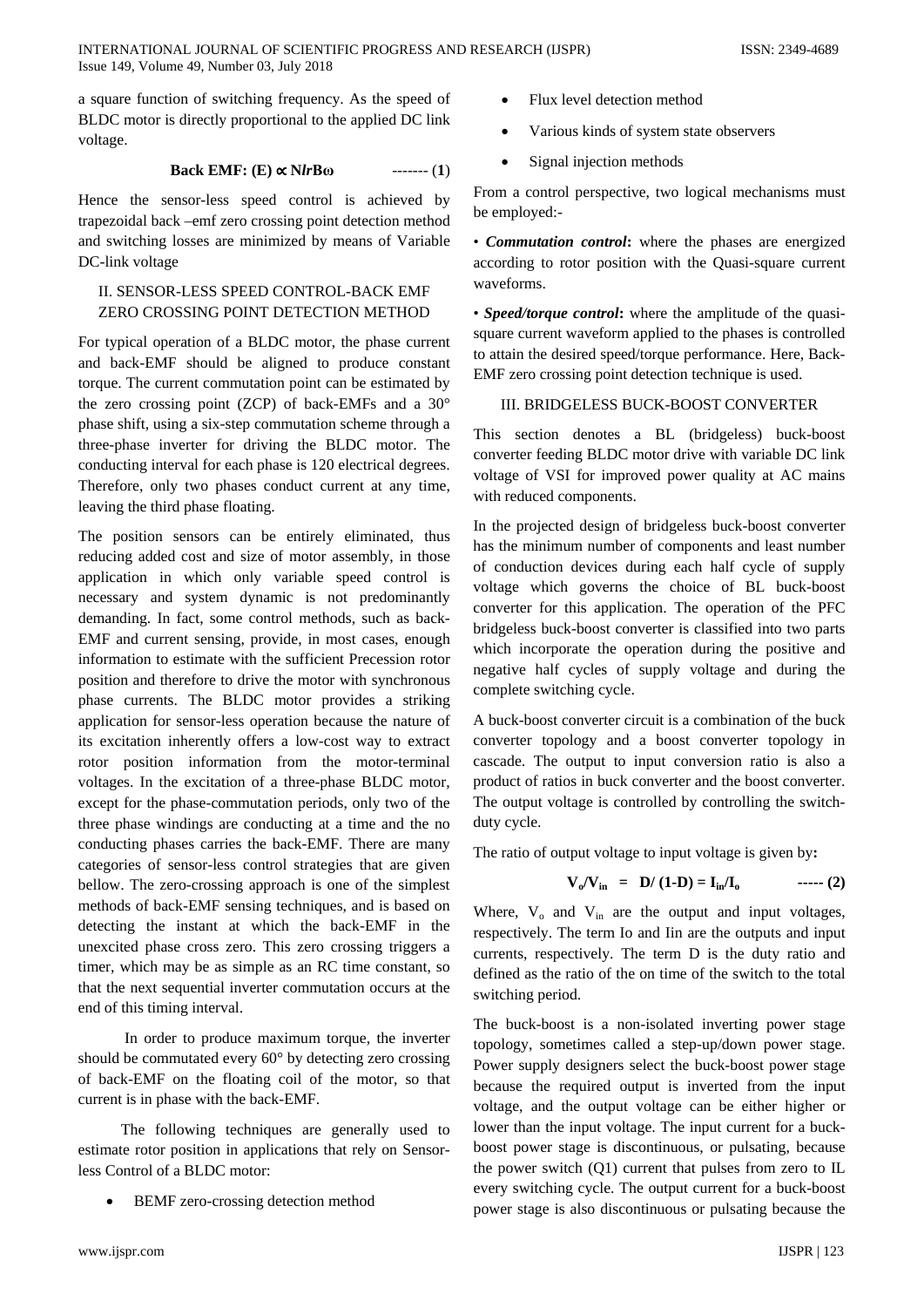a square function of switching frequency. As the speed of BLDC motor is directly proportional to the applied DC link voltage.

$$\textbf{Back EMF: (E)} \propto \mathbf{N}l\mathbf{r}\mathbf{B}\omega \qquad \text{-------} \ (\mathbf{1})$$

Hence the sensor-less speed control is achieved by trapezoidal back –emf zero crossing point detection method and switching losses are minimized by means of Variable DC-link voltage

## II. SENSOR-LESS SPEED CONTROL-BACK EMF ZERO CROSSING POINT DETECTION METHOD

For typical operation of a BLDC motor, the phase current and back-EMF should be aligned to produce constant torque. The current commutation point can be estimated by the zero crossing point (ZCP) of back-EMFs and a 30° phase shift, using a six-step commutation scheme through a three-phase inverter for driving the BLDC motor. The conducting interval for each phase is 120 electrical degrees. Therefore, only two phases conduct current at any time, leaving the third phase floating.

The position sensors can be entirely eliminated, thus reducing added cost and size of motor assembly, in those application in which only variable speed control is necessary and system dynamic is not predominantly demanding. In fact, some control methods, such as back-EMF and current sensing, provide, in most cases, enough information to estimate with the sufficient Precession rotor position and therefore to drive the motor with synchronous phase currents. The BLDC motor provides a striking application for sensor-less operation because the nature of its excitation inherently offers a low-cost way to extract rotor position information from the motor-terminal voltages. In the excitation of a three-phase BLDC motor, except for the phase-commutation periods, only two of the three phase windings are conducting at a time and the no conducting phases carries the back-EMF. There are many categories of sensor-less control strategies that are given bellow. The zero-crossing approach is one of the simplest methods of back-EMF sensing techniques, and is based on detecting the instant at which the back-EMF in the unexcited phase cross zero. This zero crossing triggers a timer, which may be as simple as an RC time constant, so that the next sequential inverter commutation occurs at the end of this timing interval.

In order to produce maximum torque, the inverter should be commutated every 60° by detecting zero crossing of back-EMF on the floating coil of the motor, so that current is in phase with the back-EMF.

The following techniques are generally used to estimate rotor position in applications that rely on Sensor-less Control of a BLDC motor:

- BEMF zero-crossing detection method
- Flux level detection method
- Various kinds of system state observers
- Signal injection methods

From a control perspective, two logical mechanisms must be employed:-

• ***Commutation control*:** where the phases are energized according to rotor position with the Quasi-square current waveforms.

• ***Speed/torque control*:** where the amplitude of the quasi-square current waveform applied to the phases is controlled to attain the desired speed/torque performance. Here, Back-EMF zero crossing point detection technique is used.

## III. BRIDGELESS BUCK-BOOST CONVERTER

This section denotes a BL (bridgeless) buck-boost converter feeding BLDC motor drive with variable DC link voltage of VSI for improved power quality at AC mains with reduced components.

In the projected design of bridgeless buck-boost converter has the minimum number of components and least number of conduction devices during each half cycle of supply voltage which governs the choice of BL buck-boost converter for this application. The operation of the PFC bridgeless buck-boost converter is classified into two parts which incorporate the operation during the positive and negative half cycles of supply voltage and during the complete switching cycle.

A buck-boost converter circuit is a combination of the buck converter topology and a boost converter topology in cascade. The output to input conversion ratio is also a product of ratios in buck converter and the boost converter. The output voltage is controlled by controlling the switch-duty cycle.

The ratio of output voltage to input voltage is given by**:**

$$V_o/V_{in} = D/(1\text{-}D) = I_{in}/I_o \qquad \text{-----} \ (2)$$

Where, $V_o$ and $V_{in}$ are the output and input voltages, respectively. The term Io and Iin are the outputs and input currents, respectively. The term D is the duty ratio and defined as the ratio of the on time of the switch to the total switching period.

The buck-boost is a non-isolated inverting power stage topology, sometimes called a step-up/down power stage. Power supply designers select the buck-boost power stage because the required output is inverted from the input voltage, and the output voltage can be either higher or lower than the input voltage. The input current for a buck-boost power stage is discontinuous, or pulsating, because the power switch (Q1) current that pulses from zero to IL every switching cycle. The output current for a buck-boost power stage is also discontinuous or pulsating because the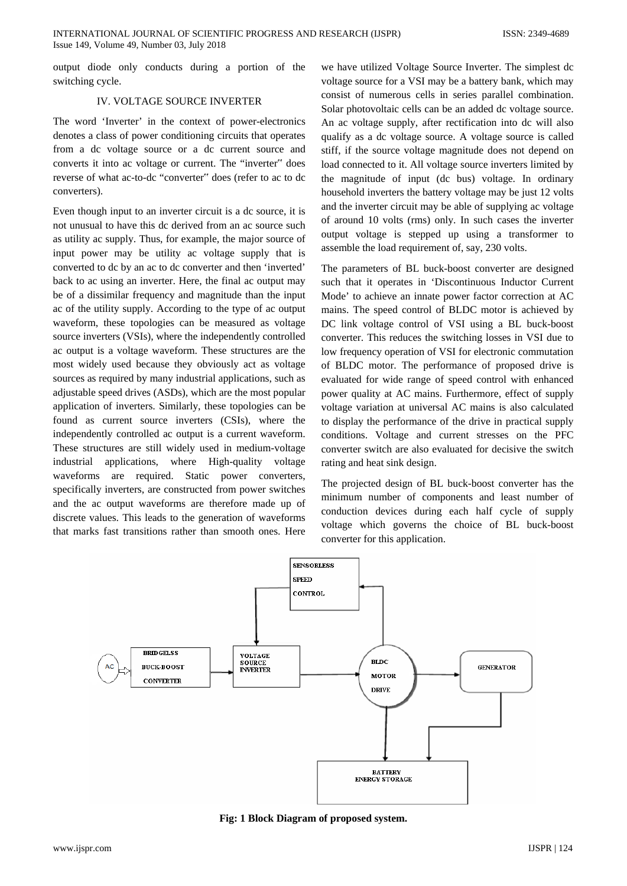output diode only conducts during a portion of the switching cycle.

## IV. VOLTAGE SOURCE INVERTER

The word 'Inverter' in the context of power-electronics denotes a class of power conditioning circuits that operates from a dc voltage source or a dc current source and converts it into ac voltage or current. The "inverter" does reverse of what ac-to-dc "converter" does (refer to ac to dc converters).

Even though input to an inverter circuit is a dc source, it is not unusual to have this dc derived from an ac source such as utility ac supply. Thus, for example, the major source of input power may be utility ac voltage supply that is converted to dc by an ac to dc converter and then 'inverted' back to ac using an inverter. Here, the final ac output may be of a dissimilar frequency and magnitude than the input ac of the utility supply. According to the type of ac output waveform, these topologies can be measured as voltage source inverters (VSIs), where the independently controlled ac output is a voltage waveform. These structures are the most widely used because they obviously act as voltage sources as required by many industrial applications, such as adjustable speed drives (ASDs), which are the most popular application of inverters. Similarly, these topologies can be found as current source inverters (CSIs), where the independently controlled ac output is a current waveform. These structures are still widely used in medium-voltage industrial applications, where High-quality voltage waveforms are required. Static power converters, specifically inverters, are constructed from power switches and the ac output waveforms are therefore made up of discrete values. This leads to the generation of waveforms that marks fast transitions rather than smooth ones. Here we have utilized Voltage Source Inverter. The simplest dc voltage source for a VSI may be a battery bank, which may consist of numerous cells in series parallel combination. Solar photovoltaic cells can be an added dc voltage source. An ac voltage supply, after rectification into dc will also qualify as a dc voltage source. A voltage source is called stiff, if the source voltage magnitude does not depend on load connected to it. All voltage source inverters limited by the magnitude of input (dc bus) voltage. In ordinary household inverters the battery voltage may be just 12 volts and the inverter circuit may be able of supplying ac voltage of around 10 volts (rms) only. In such cases the inverter output voltage is stepped up using a transformer to assemble the load requirement of, say, 230 volts.

The parameters of BL buck-boost converter are designed such that it operates in 'Discontinuous Inductor Current Mode' to achieve an innate power factor correction at AC mains. The speed control of BLDC motor is achieved by DC link voltage control of VSI using a BL buck-boost converter. This reduces the switching losses in VSI due to low frequency operation of VSI for electronic commutation of BLDC motor. The performance of proposed drive is evaluated for wide range of speed control with enhanced power quality at AC mains. Furthermore, effect of supply voltage variation at universal AC mains is also calculated to display the performance of the drive in practical supply conditions. Voltage and current stresses on the PFC converter switch are also evaluated for decisive the switch rating and heat sink design.

The projected design of BL buck-boost converter has the minimum number of components and least number of conduction devices during each half cycle of supply voltage which governs the choice of BL buck-boost converter for this application.

**Fig: 1 Block Diagram of proposed system.**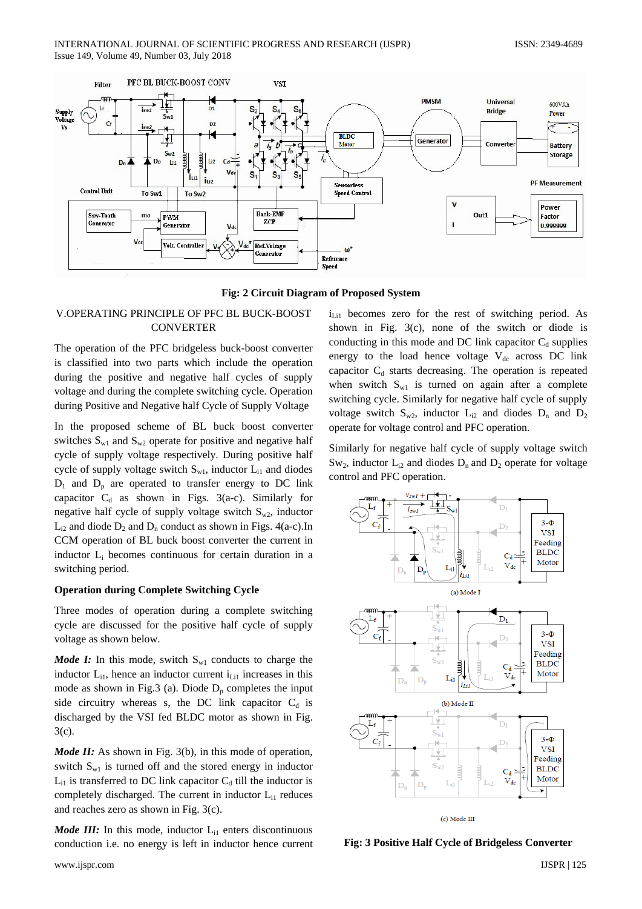Fig: 2 Circuit Diagram of Proposed System

## V.OPERATING PRINCIPLE OF PFC BL BUCK-BOOST CONVERTER

The operation of the PFC bridgeless buck-boost converter is classified into two parts which include the operation during the positive and negative half cycles of supply voltage and during the complete switching cycle. Operation during Positive and Negative half Cycle of Supply Voltage

In the proposed scheme of BL buck boost converter switches $S_{w1}$ and $S_{w2}$ operate for positive and negative half cycle of supply voltage respectively. During positive half cycle of supply voltage switch $S_{w1}$, inductor $L_{i1}$ and diodes $D_1$ and $D_p$ are operated to transfer energy to DC link capacitor $C_d$ as shown in Figs. 3(a-c). Similarly for negative half cycle of supply voltage switch $S_{w2}$, inductor $L_{i2}$ and diode $D_2$ and $D_n$ conduct as shown in Figs. 4(a-c).In CCM operation of BL buck boost converter the current in inductor $L_i$ becomes continuous for certain duration in a switching period.

### Operation during Complete Switching Cycle

Three modes of operation during a complete switching cycle are discussed for the positive half cycle of supply voltage as shown below.

***Mode I:*** In this mode, switch $S_{w1}$ conducts to charge the inductor $L_{i1}$, hence an inductor current $i_{Li1}$ increases in this mode as shown in Fig.3 (a). Diode $D_p$ completes the input side circuitry whereas s, the DC link capacitor $C_d$ is discharged by the VSI fed BLDC motor as shown in Fig. 3(c).

***Mode II:*** As shown in Fig. 3(b), in this mode of operation, switch $S_{w1}$ is turned off and the stored energy in inductor $L_{i1}$ is transferred to DC link capacitor $C_d$ till the inductor is completely discharged. The current in inductor $L_{i1}$ reduces and reaches zero as shown in Fig. 3(c).

***Mode III:*** In this mode, inductor $L_{i1}$ enters discontinuous conduction i.e. no energy is left in inductor hence current $i_{Li1}$ becomes zero for the rest of switching period. As shown in Fig. 3(c), none of the switch or diode is conducting in this mode and DC link capacitor $C_d$ supplies energy to the load hence voltage $V_{dc}$ across DC link capacitor $C_d$ starts decreasing. The operation is repeated when switch $S_{w1}$ is turned on again after a complete switching cycle. Similarly for negative half cycle of supply voltage switch $S_{w2}$, inductor $L_{i2}$ and diodes $D_n$ and $D_2$ operate for voltage control and PFC operation.

Similarly for negative half cycle of supply voltage switch $Sw_2$, inductor $L_{i2}$ and diodes $D_n$ and $D_2$ operate for voltage control and PFC operation.

(a) Mode I

(b) Mode II

(c) Mode III

Fig: 3 Positive Half Cycle of Bridgeless Converter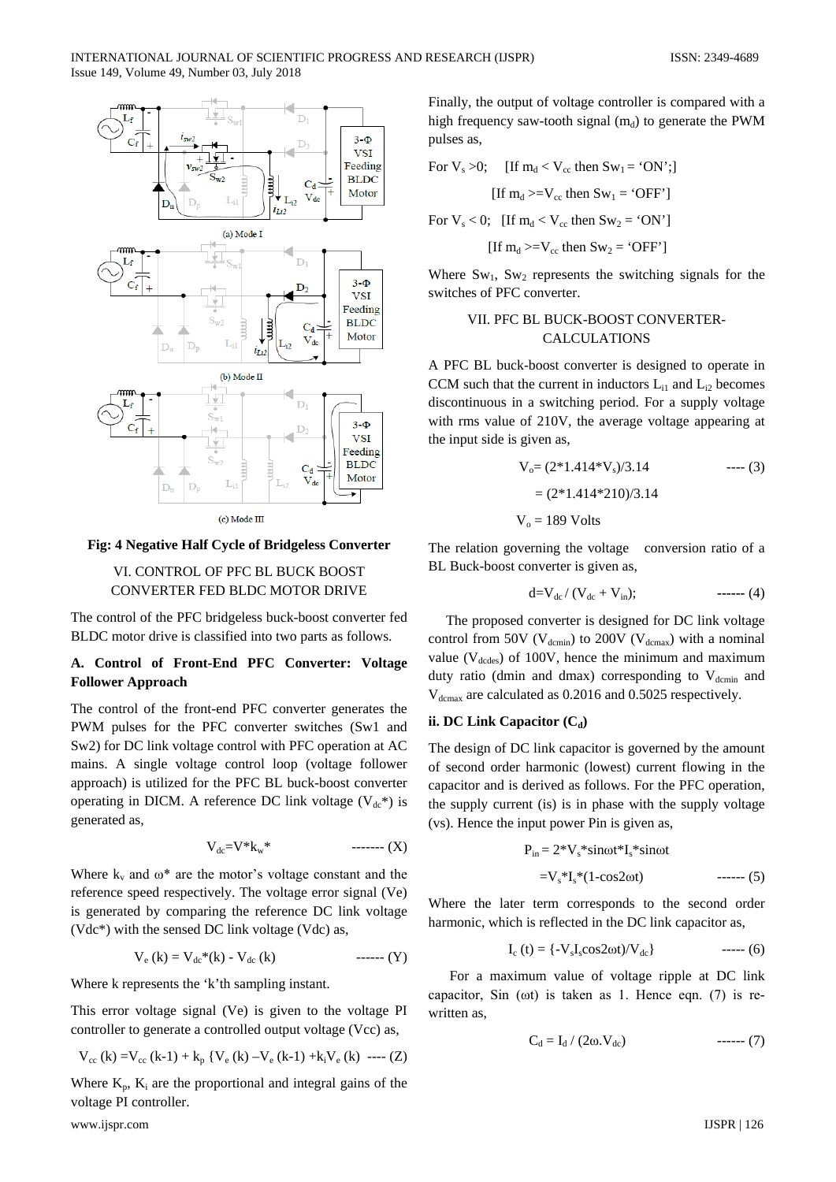(a) Mode I

(b) Mode II

(c) Mode III

**Fig: 4 Negative Half Cycle of Bridgeless Converter**

## VI. CONTROL OF PFC BL BUCK BOOST CONVERTER FED BLDC MOTOR DRIVE

The control of the PFC bridgeless buck-boost converter fed BLDC motor drive is classified into two parts as follows.

### A. Control of Front-End PFC Converter: Voltage Follower Approach

The control of the front-end PFC converter generates the PWM pulses for the PFC converter switches (Sw1 and Sw2) for DC link voltage control with PFC operation at AC mains. A single voltage control loop (voltage follower approach) is utilized for the PFC BL buck-boost converter operating in DICM. A reference DC link voltage ($V_{dc}$*) is generated as,

$$V_{dc}=V^{*}k_{w}^{*} \qquad \text{------- (X)}$$

Where $k_v$ and $\omega$* are the motor's voltage constant and the reference speed respectively. The voltage error signal (Ve) is generated by comparing the reference DC link voltage (Vdc*) with the sensed DC link voltage (Vdc) as,

$$V_{e}(k) = V_{dc}^{*}(k) - V_{dc}(k) \qquad \text{------ (Y)}$$

Where k represents the 'k'th sampling instant.

This error voltage signal (Ve) is given to the voltage PI controller to generate a controlled output voltage (Vcc) as,

$$V_{cc}(k) = V_{cc}(k\text{-}1) + k_{p}\{V_{e}(k) - V_{e}(k\text{-}1) + k_{i}V_{e}(k) \quad \text{---- (Z)}$$

Where $K_p$, $K_i$ are the proportional and integral gains of the voltage PI controller.

Finally, the output of voltage controller is compared with a high frequency saw-tooth signal ($m_d$) to generate the PWM pulses as,

For $V_s > 0$; [If $m_d < V_{cc}$ then $Sw_1$ = 'ON';]

[If $m_d >= V_{cc}$ then $Sw_1$ = 'OFF']

For $V_s < 0$; [If $m_d < V_{cc}$ then $Sw_2$ = 'ON']

[If $m_d >= V_{cc}$ then $Sw_2$ = 'OFF']

Where $Sw_1$, $Sw_2$ represents the switching signals for the switches of PFC converter.

## VII. PFC BL BUCK-BOOST CONVERTER-CALCULATIONS

A PFC BL buck-boost converter is designed to operate in CCM such that the current in inductors $L_{i1}$ and $L_{i2}$ becomes discontinuous in a switching period. For a supply voltage with rms value of 210V, the average voltage appearing at the input side is given as,

$$V_o = (2^{*}1.414^{*}V_s)/3.14 \qquad \text{---- (3)}$$

$$= (2^{*}1.414^{*}210)/3.14$$

$$V_o = 189 \text{ Volts}$$

The relation governing the voltage conversion ratio of a BL Buck-boost converter is given as,

$$d = V_{dc} / (V_{dc} + V_{in}); \qquad \text{------ (4)}$$

The proposed converter is designed for DC link voltage control from 50V ($V_{dcmin}$) to 200V ($V_{dcmax}$) with a nominal value ($V_{dcdes}$) of 100V, hence the minimum and maximum duty ratio (dmin and dmax) corresponding to $V_{dcmin}$ and $V_{dcmax}$ are calculated as 0.2016 and 0.5025 respectively.

### ii. DC Link Capacitor ($C_d$)

The design of DC link capacitor is governed by the amount of second order harmonic (lowest) current flowing in the capacitor and is derived as follows. For the PFC operation, the supply current (is) is in phase with the supply voltage (vs). Hence the input power Pin is given as,

$$P_{in} = 2^{*}V_s^{*}\sin\omega t^{*}I_s^{*}\sin\omega t$$

$$= V_s^{*}I_s^{*}(1\text{-}\cos 2\omega t) \qquad \text{------ (5)}$$

Where the later term corresponds to the second order harmonic, which is reflected in the DC link capacitor as,

$$I_c(t) = \{-V_s I_s \cos 2\omega t)/V_{dc}\} \qquad \text{----- (6)}$$

For a maximum value of voltage ripple at DC link capacitor, Sin ($\omega$t) is taken as 1. Hence eqn. (7) is re-written as,

$$C_d = I_d / (2\omega . V_{dc}) \qquad \text{------ (7)}$$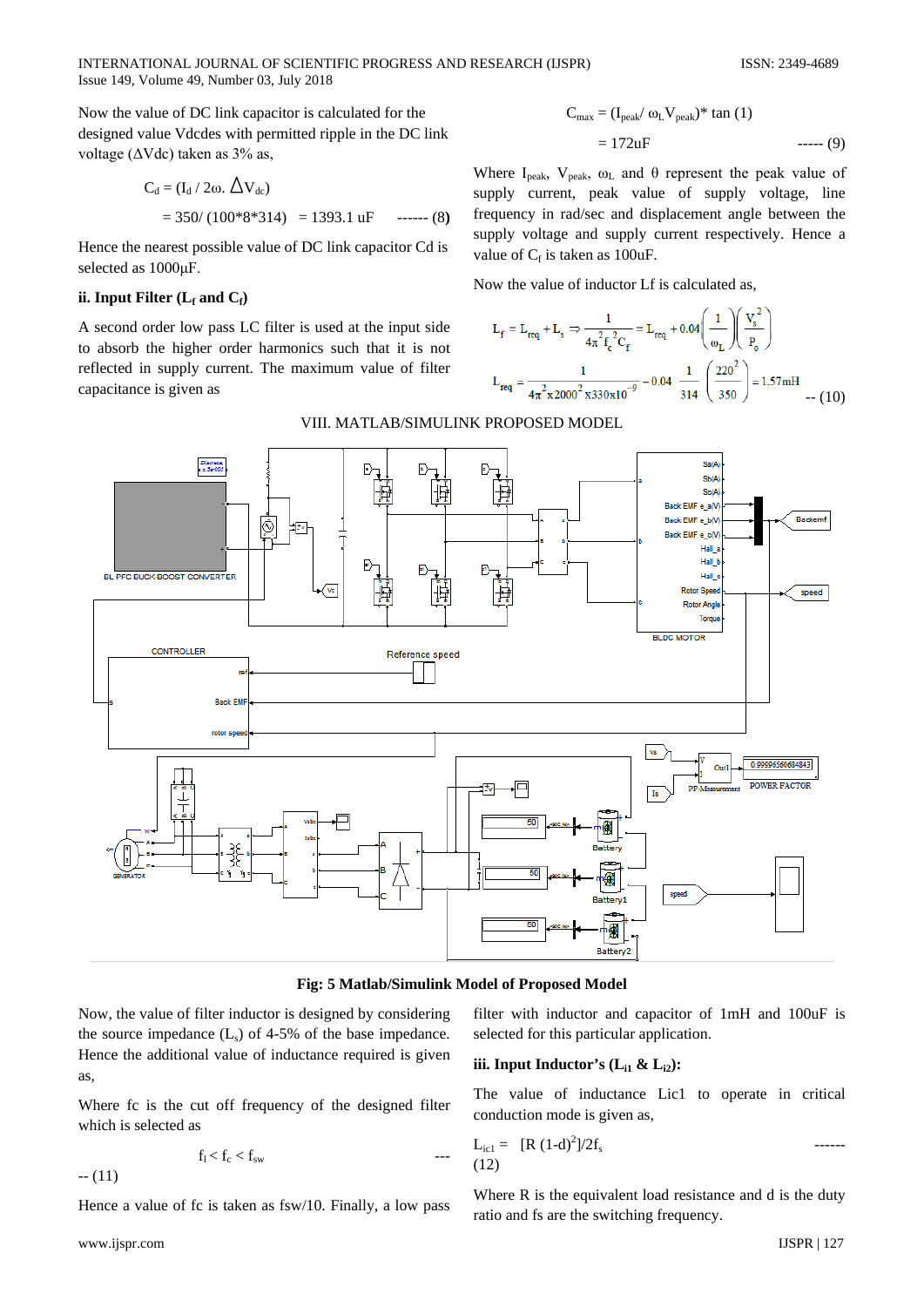Now the value of DC link capacitor is calculated for the designed value Vdcdes with permitted ripple in the DC link voltage ($\Delta V_{dc}$) taken as 3% as,

$$C_d = (I_d / 2\omega.\ \Delta V_{dc})$$

$$= 350/ (100*8*314) \ = 1393.1\ uF \qquad \text{------ (8)}$$

Hence the nearest possible value of DC link capacitor Cd is selected as 1000μF.

### ii. Input Filter ($L_f$ and $C_f$)

A second order low pass LC filter is used at the input side to absorb the higher order harmonics such that it is not reflected in supply current. The maximum value of filter capacitance is given as

$$C_{max} = (I_{peak}/\ \omega_L V_{peak})^* \tan(1)$$

$$= 172uF \qquad \text{----- (9)}$$

Where $I_{peak}$, $V_{peak}$, $\omega_L$ and θ represent the peak value of supply current, peak value of supply voltage, line frequency in rad/sec and displacement angle between the supply voltage and supply current respectively. Hence a value of $C_f$ is taken as 100uF.

Now the value of inductor Lf is calculated as,

$$L_f = L_{req} + L_s \Rightarrow \frac{1}{4\pi^2 f_c^2 C_f} = L_{req} + 0.04\left(\frac{1}{\omega_L}\right)\left(\frac{V_s^2}{P_o}\right)$$

$$L_{req} = \frac{1}{4\pi^2 x 2000^2 x 330x10^{-9}} - 0.04\ \frac{1}{314}\left(\frac{220^2}{350}\right) = 1.57mH \qquad \text{-- (10)}$$

## VIII. MATLAB/SIMULINK PROPOSED MODEL

**Fig: 5 Matlab/Simulink Model of Proposed Model**

Now, the value of filter inductor is designed by considering the source impedance ($L_s$) of 4-5% of the base impedance. Hence the additional value of inductance required is given as,

Where fc is the cut off frequency of the designed filter which is selected as

$$f_l < f_c < f_{sw} \qquad \text{----- (11)}$$

Hence a value of fc is taken as fsw/10. Finally, a low pass filter with inductor and capacitor of 1mH and 100uF is selected for this particular application.

### iii. Input Inductor's ($L_{i1}$ & $L_{i2}$):

The value of inductance Lic1 to operate in critical conduction mode is given as,

$$L_{ic1} = \ [R\ (1\text{-}d)^2]/2f_s \qquad \text{------ (12)}$$

Where R is the equivalent load resistance and d is the duty ratio and fs are the switching frequency.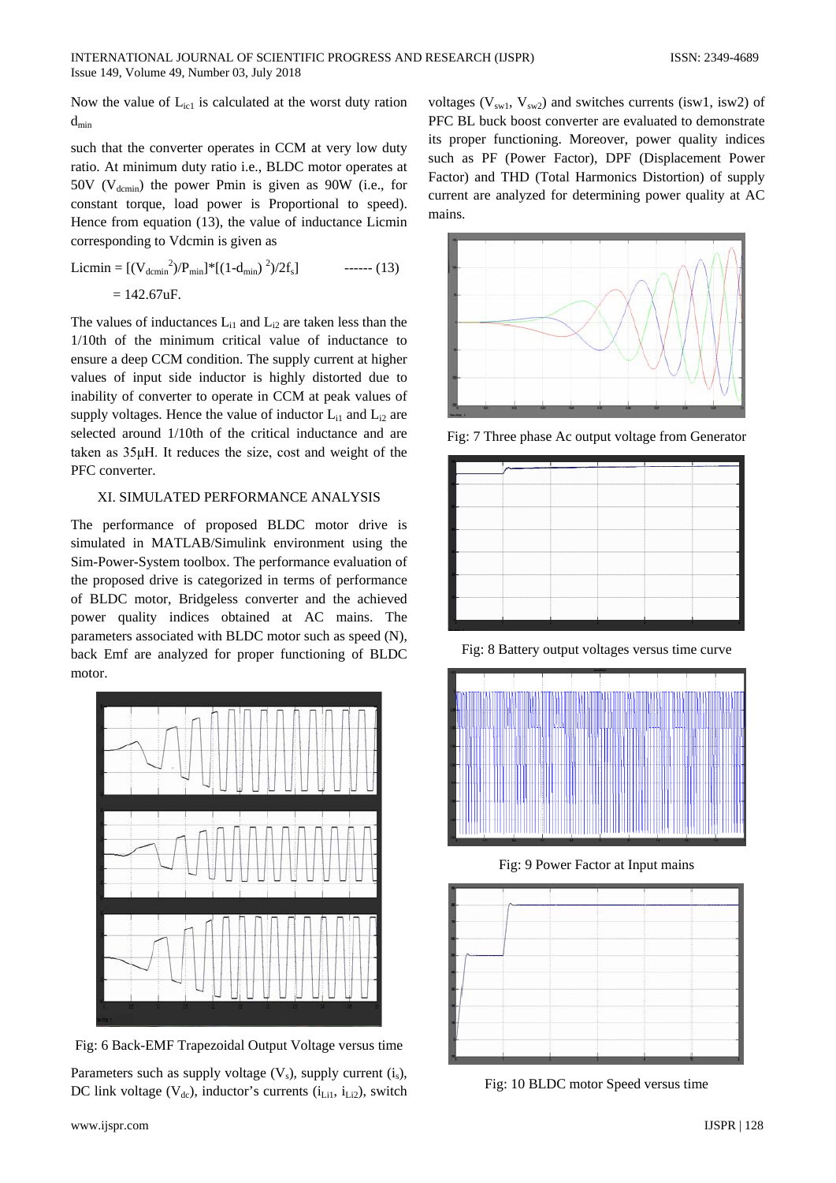Now the value of $L_{ic1}$ is calculated at the worst duty ration $d_{min}$

such that the converter operates in CCM at very low duty ratio. At minimum duty ratio i.e., BLDC motor operates at 50V ($V_{dcmin}$) the power Pmin is given as 90W (i.e., for constant torque, load power is Proportional to speed). Hence from equation (13), the value of inductance Licmin corresponding to Vdcmin is given as

$$\text{Licmin} = [(V_{dcmin}^{2})/P_{min}]*[(1-d_{min})^{2})/2f_s] \qquad \text{------ (13)}$$

$$= 142.67\text{uF}.$$

The values of inductances $L_{i1}$ and $L_{i2}$ are taken less than the 1/10th of the minimum critical value of inductance to ensure a deep CCM condition. The supply current at higher values of input side inductor is highly distorted due to inability of converter to operate in CCM at peak values of supply voltages. Hence the value of inductor $L_{i1}$ and $L_{i2}$ are selected around 1/10th of the critical inductance and are taken as 35μH. It reduces the size, cost and weight of the PFC converter.

## XI. SIMULATED PERFORMANCE ANALYSIS

The performance of proposed BLDC motor drive is simulated in MATLAB/Simulink environment using the Sim-Power-System toolbox. The performance evaluation of the proposed drive is categorized in terms of performance of BLDC motor, Bridgeless converter and the achieved power quality indices obtained at AC mains. The parameters associated with BLDC motor such as speed (N), back Emf are analyzed for proper functioning of BLDC motor.

Fig: 6 Back-EMF Trapezoidal Output Voltage versus time

Parameters such as supply voltage ($V_s$), supply current ($i_s$), DC link voltage ($V_{dc}$), inductor's currents ($i_{Li1}$, $i_{Li2}$), switch voltages ($V_{sw1}$, $V_{sw2}$) and switches currents (isw1, isw2) of PFC BL buck boost converter are evaluated to demonstrate its proper functioning. Moreover, power quality indices such as PF (Power Factor), DPF (Displacement Power Factor) and THD (Total Harmonics Distortion) of supply current are analyzed for determining power quality at AC mains.

Fig: 7 Three phase Ac output voltage from Generator

Fig: 8 Battery output voltages versus time curve

Fig: 9 Power Factor at Input mains

Fig: 10 BLDC motor Speed versus time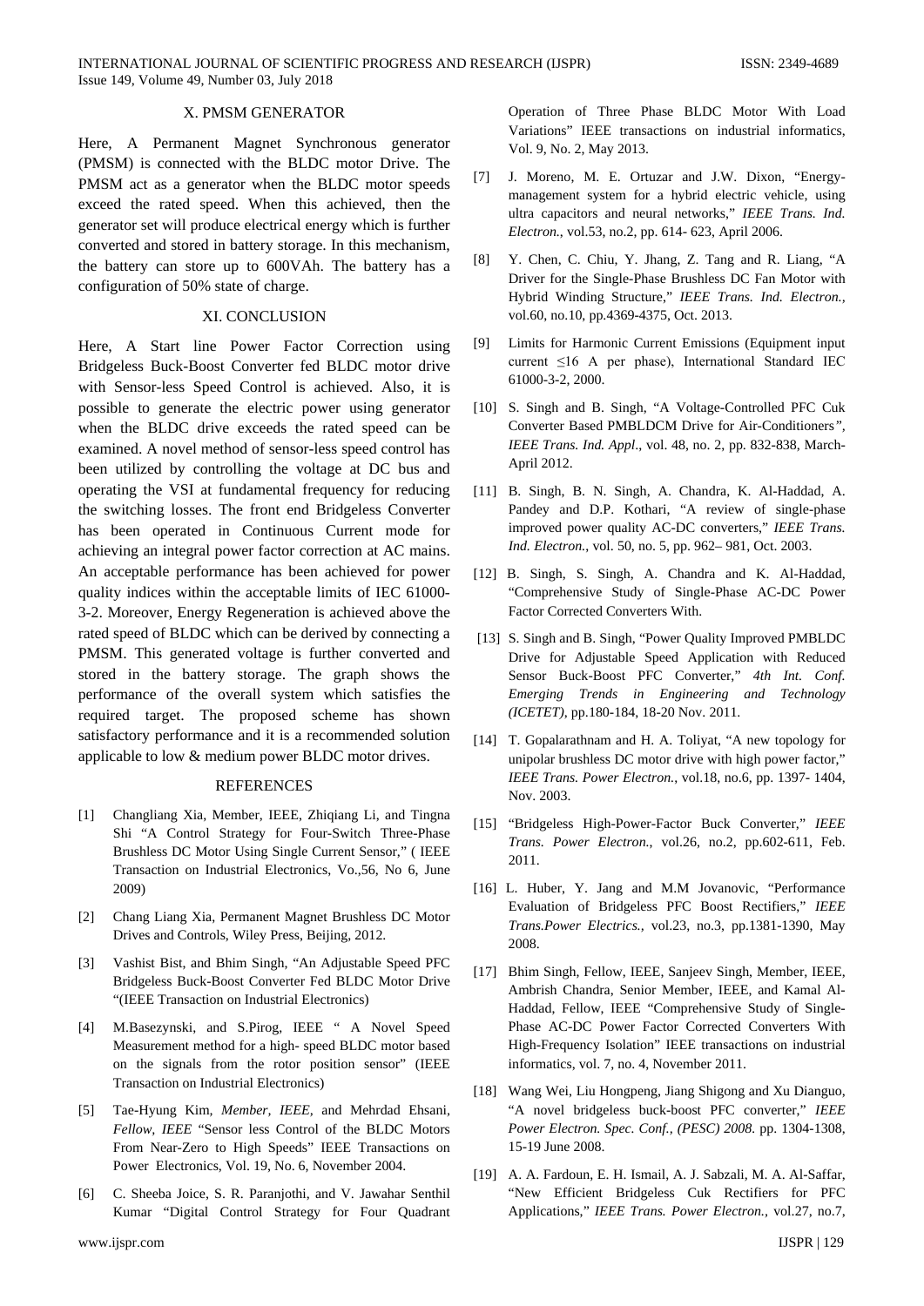## X. PMSM GENERATOR

Here, A Permanent Magnet Synchronous generator (PMSM) is connected with the BLDC motor Drive. The PMSM act as a generator when the BLDC motor speeds exceed the rated speed. When this achieved, then the generator set will produce electrical energy which is further converted and stored in battery storage. In this mechanism, the battery can store up to 600VAh. The battery has a configuration of 50% state of charge.

## XI. CONCLUSION

Here, A Start line Power Factor Correction using Bridgeless Buck-Boost Converter fed BLDC motor drive with Sensor-less Speed Control is achieved. Also, it is possible to generate the electric power using generator when the BLDC drive exceeds the rated speed can be examined. A novel method of sensor-less speed control has been utilized by controlling the voltage at DC bus and operating the VSI at fundamental frequency for reducing the switching losses. The front end Bridgeless Converter has been operated in Continuous Current mode for achieving an integral power factor correction at AC mains. An acceptable performance has been achieved for power quality indices within the acceptable limits of IEC 61000-3-2. Moreover, Energy Regeneration is achieved above the rated speed of BLDC which can be derived by connecting a PMSM. This generated voltage is further converted and stored in the battery storage. The graph shows the performance of the overall system which satisfies the required target. The proposed scheme has shown satisfactory performance and it is a recommended solution applicable to low & medium power BLDC motor drives.

## REFERENCES

[1] Changliang Xia, Member, IEEE, Zhiqiang Li, and Tingna Shi "A Control Strategy for Four-Switch Three-Phase Brushless DC Motor Using Single Current Sensor," ( IEEE Transaction on Industrial Electronics, Vo.,56, No 6, June 2009)

[2] Chang Liang Xia, Permanent Magnet Brushless DC Motor Drives and Controls, Wiley Press, Beijing, 2012.

[3] Vashist Bist, and Bhim Singh, "An Adjustable Speed PFC Bridgeless Buck-Boost Converter Fed BLDC Motor Drive "(IEEE Transaction on Industrial Electronics)

[4] M.Basezynski, and S.Pirog, IEEE " A Novel Speed Measurement method for a high- speed BLDC motor based on the signals from the rotor position sensor" (IEEE Transaction on Industrial Electronics)

[5] Tae-Hyung Kim, *Member, IEEE,* and Mehrdad Ehsani, *Fellow, IEEE* "Sensor less Control of the BLDC Motors From Near-Zero to High Speeds" IEEE Transactions on Power Electronics, Vol. 19, No. 6, November 2004.

[6] C. Sheeba Joice, S. R. Paranjothi, and V. Jawahar Senthil Kumar "Digital Control Strategy for Four Quadrant Operation of Three Phase BLDC Motor With Load Variations" IEEE transactions on industrial informatics, Vol. 9, No. 2, May 2013.

[7] J. Moreno, M. E. Ortuzar and J.W. Dixon, "Energy-management system for a hybrid electric vehicle, using ultra capacitors and neural networks," *IEEE Trans. Ind. Electron.,* vol.53, no.2, pp. 614- 623, April 2006.

[8] Y. Chen, C. Chiu, Y. Jhang, Z. Tang and R. Liang, "A Driver for the Single-Phase Brushless DC Fan Motor with Hybrid Winding Structure," *IEEE Trans. Ind. Electron.,* vol.60, no.10, pp.4369-4375, Oct. 2013.

[9] Limits for Harmonic Current Emissions (Equipment input current ≤16 A per phase), International Standard IEC 61000-3-2, 2000.

[10] S. Singh and B. Singh, "A Voltage-Controlled PFC Cuk Converter Based PMBLDCM Drive for Air-Conditioners*", IEEE Trans. Ind. Appl*., vol. 48, no. 2, pp. 832-838, March-April 2012.

[11] B. Singh, B. N. Singh, A. Chandra, K. Al-Haddad, A. Pandey and D.P. Kothari, "A review of single-phase improved power quality AC-DC converters," *IEEE Trans. Ind. Electron.*, vol. 50, no. 5, pp. 962– 981, Oct. 2003.

[12] B. Singh, S. Singh, A. Chandra and K. Al-Haddad, "Comprehensive Study of Single-Phase AC-DC Power Factor Corrected Converters With.

[13] S. Singh and B. Singh, "Power Quality Improved PMBLDC Drive for Adjustable Speed Application with Reduced Sensor Buck-Boost PFC Converter," *4th Int. Conf. Emerging Trends in Engineering and Technology (ICETET)*, pp.180-184, 18-20 Nov. 2011.

[14] T. Gopalarathnam and H. A. Toliyat, "A new topology for unipolar brushless DC motor drive with high power factor," *IEEE Trans. Power Electron.*, vol.18, no.6, pp. 1397- 1404, Nov. 2003.

[15] "Bridgeless High-Power-Factor Buck Converter," *IEEE Trans. Power Electron.*, vol.26, no.2, pp.602-611, Feb. 2011.

[16] L. Huber, Y. Jang and M.M Jovanovic, "Performance Evaluation of Bridgeless PFC Boost Rectifiers," *IEEE Trans.Power Electrics.,* vol.23, no.3, pp.1381-1390, May 2008.

[17] Bhim Singh, Fellow, IEEE, Sanjeev Singh, Member, IEEE, Ambrish Chandra, Senior Member, IEEE, and Kamal Al-Haddad, Fellow, IEEE "Comprehensive Study of Single-Phase AC-DC Power Factor Corrected Converters With High-Frequency Isolation" IEEE transactions on industrial informatics, vol. 7, no. 4, November 2011.

[18] Wang Wei, Liu Hongpeng, Jiang Shigong and Xu Dianguo, "A novel bridgeless buck-boost PFC converter," *IEEE Power Electron. Spec. Conf., (PESC) 2008*. pp. 1304-1308, 15-19 June 2008.

[19] A. A. Fardoun, E. H. Ismail, A. J. Sabzali, M. A. Al-Saffar, "New Efficient Bridgeless Cuk Rectifiers for PFC Applications," *IEEE Trans. Power Electron.*, vol.27, no.7,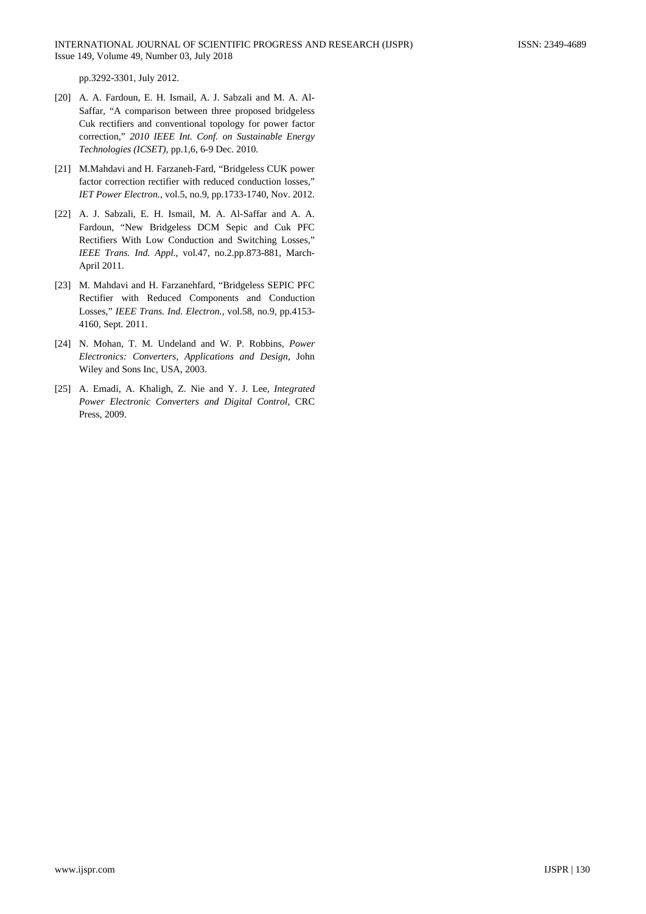pp.3292-3301, July 2012.

[20] A. A. Fardoun, E. H. Ismail, A. J. Sabzali and M. A. Al-Saffar, “A comparison between three proposed bridgeless Cuk rectifiers and conventional topology for power factor correction,” *2010 IEEE Int. Conf. on Sustainable Energy Technologies (ICSET)*, pp.1,6, 6-9 Dec. 2010.

[21] M.Mahdavi and H. Farzaneh-Fard, “Bridgeless CUK power factor correction rectifier with reduced conduction losses,” *IET Power Electron.*, vol.5, no.9, pp.1733-1740, Nov. 2012.

[22] A. J. Sabzali, E. H. Ismail, M. A. Al-Saffar and A. A. Fardoun, “New Bridgeless DCM Sepic and Cuk PFC Rectifiers With Low Conduction and Switching Losses,” *IEEE Trans. Ind. Appl.*, vol.47, no.2.pp.873-881, March-April 2011.

[23] M. Mahdavi and H. Farzanehfard, “Bridgeless SEPIC PFC Rectifier with Reduced Components and Conduction Losses,” *IEEE Trans. Ind. Electron.*, vol.58, no.9, pp.4153-4160, Sept. 2011.

[24] N. Mohan, T. M. Undeland and W. P. Robbins, *Power Electronics: Converters, Applications and Design*, John Wiley and Sons Inc, USA, 2003.

[25] A. Emadi, A. Khaligh, Z. Nie and Y. J. Lee, *Integrated Power Electronic Converters and Digital Control*, CRC Press, 2009.